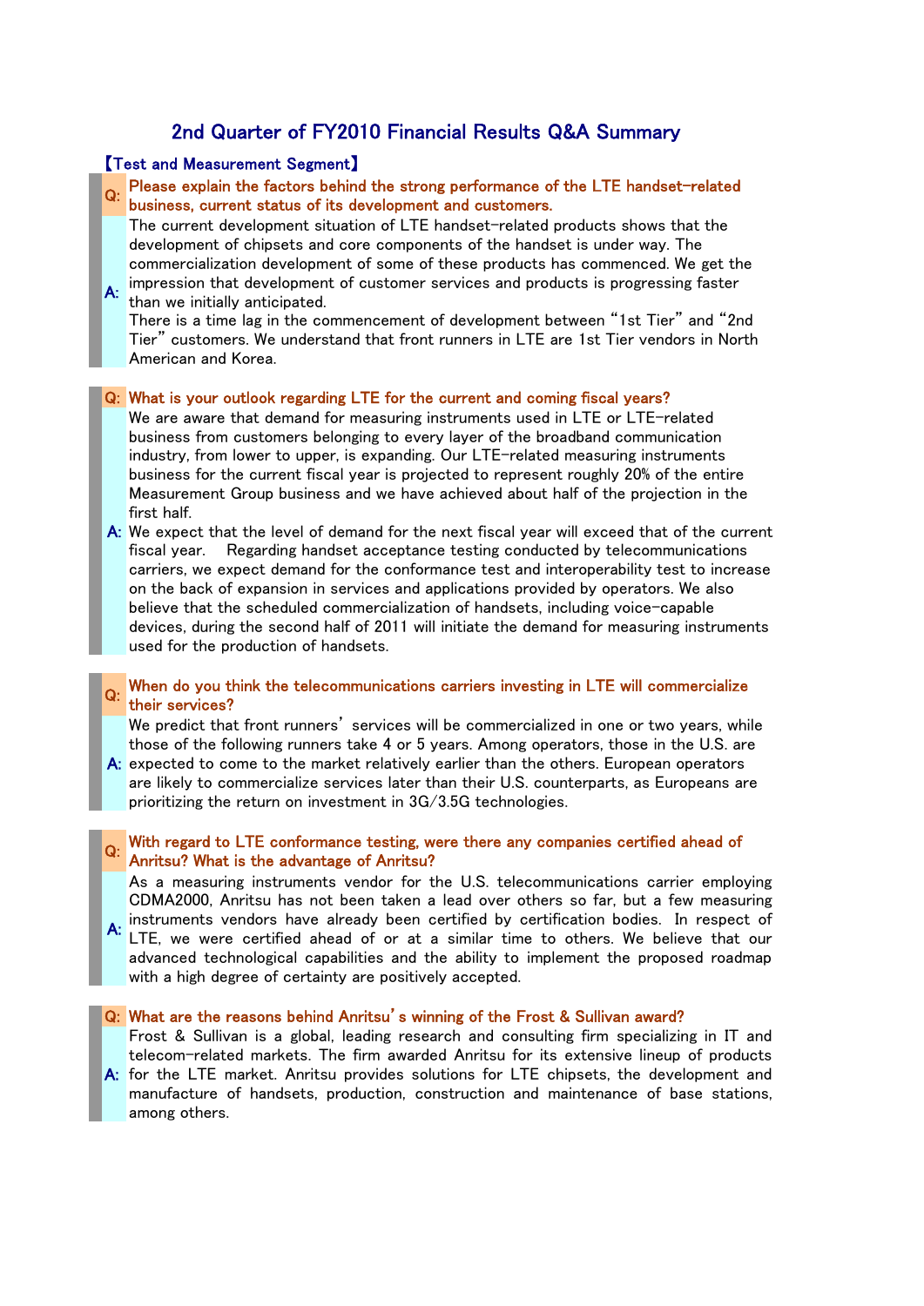# 2nd Quarter of FY2010 Financial Results Q&A Summary

## 【Test and Measurement Segment】

**Q: Please explain the factors behind the strong performance of the LTE handset-related business, current status of its development and customers.**

A: The current development situation of LTE handset-related products shows that the development of chipsets and core components of the handset is under way. The commercialization development of some of these products has commenced. We get the impression that development of customer services and products is progressing faster than we initially anticipated.
There is a time lag in the commencement of development between "1st Tier" and "2nd Tier" customers. We understand that front runners in LTE are 1st Tier vendors in North American and Korea.

**Q: What is your outlook regarding LTE for the current and coming fiscal years?**

A: We are aware that demand for measuring instruments used in LTE or LTE-related business from customers belonging to every layer of the broadband communication industry, from lower to upper, is expanding. Our LTE-related measuring instruments business for the current fiscal year is projected to represent roughly 20% of the entire Measurement Group business and we have achieved about half of the projection in the first half.
We expect that the level of demand for the next fiscal year will exceed that of the current fiscal year. Regarding handset acceptance testing conducted by telecommunications carriers, we expect demand for the conformance test and interoperability test to increase on the back of expansion in services and applications provided by operators. We also believe that the scheduled commercialization of handsets, including voice-capable devices, during the second half of 2011 will initiate the demand for measuring instruments used for the production of handsets.

**Q: When do you think the telecommunications carriers investing in LTE will commercialize their services?**

A: We predict that front runners' services will be commercialized in one or two years, while those of the following runners take 4 or 5 years. Among operators, those in the U.S. are expected to come to the market relatively earlier than the others. European operators are likely to commercialize services later than their U.S. counterparts, as Europeans are prioritizing the return on investment in 3G/3.5G technologies.

**Q: With regard to LTE conformance testing, were there any companies certified ahead of Anritsu? What is the advantage of Anritsu?**

A: As a measuring instruments vendor for the U.S. telecommunications carrier employing CDMA2000, Anritsu has not been taken a lead over others so far, but a few measuring instruments vendors have already been certified by certification bodies. In respect of LTE, we were certified ahead of or at a similar time to others. We believe that our advanced technological capabilities and the ability to implement the proposed roadmap with a high degree of certainty are positively accepted.

**Q: What are the reasons behind Anritsu's winning of the Frost & Sullivan award?**

A: Frost & Sullivan is a global, leading research and consulting firm specializing in IT and telecom-related markets. The firm awarded Anritsu for its extensive lineup of products for the LTE market. Anritsu provides solutions for LTE chipsets, the development and manufacture of handsets, production, construction and maintenance of base stations, among others.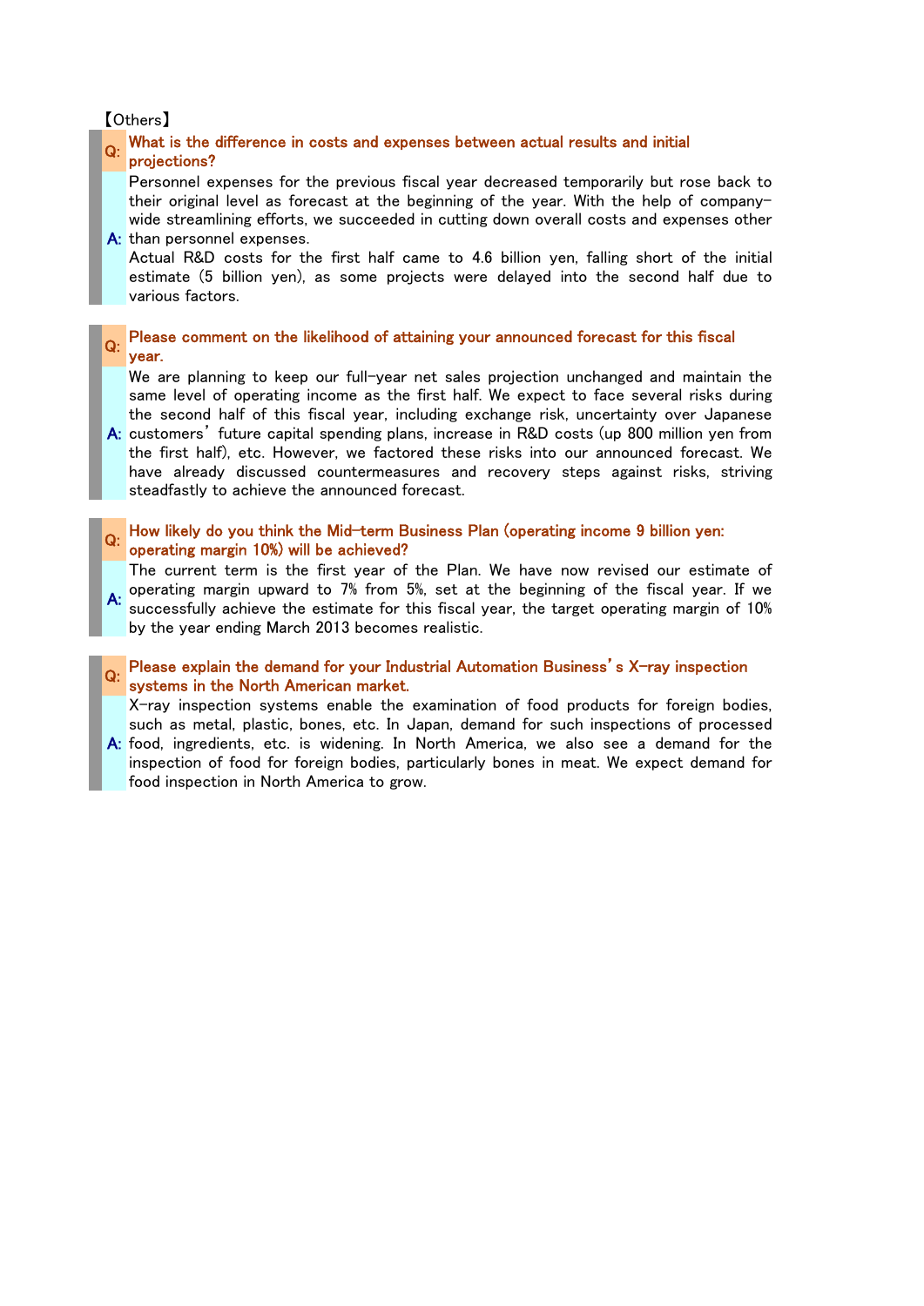【Others】

**Q: What is the difference in costs and expenses between actual results and initial projections?**

**A:** Personnel expenses for the previous fiscal year decreased temporarily but rose back to their original level as forecast at the beginning of the year. With the help of company-wide streamlining efforts, we succeeded in cutting down overall costs and expenses other than personnel expenses.
Actual R&D costs for the first half came to 4.6 billion yen, falling short of the initial estimate (5 billion yen), as some projects were delayed into the second half due to various factors.

**Q: Please comment on the likelihood of attaining your announced forecast for this fiscal year.**

**A:** We are planning to keep our full-year net sales projection unchanged and maintain the same level of operating income as the first half. We expect to face several risks during the second half of this fiscal year, including exchange risk, uncertainty over Japanese customers' future capital spending plans, increase in R&D costs (up 800 million yen from the first half), etc. However, we factored these risks into our announced forecast. We have already discussed countermeasures and recovery steps against risks, striving steadfastly to achieve the announced forecast.

**Q: How likely do you think the Mid-term Business Plan (operating income 9 billion yen: operating margin 10%) will be achieved?**

**A:** The current term is the first year of the Plan. We have now revised our estimate of operating margin upward to 7% from 5%, set at the beginning of the fiscal year. If we successfully achieve the estimate for this fiscal year, the target operating margin of 10% by the year ending March 2013 becomes realistic.

**Q: Please explain the demand for your Industrial Automation Business's X-ray inspection systems in the North American market.**

**A:** X-ray inspection systems enable the examination of food products for foreign bodies, such as metal, plastic, bones, etc. In Japan, demand for such inspections of processed food, ingredients, etc. is widening. In North America, we also see a demand for the inspection of food for foreign bodies, particularly bones in meat. We expect demand for food inspection in North America to grow.